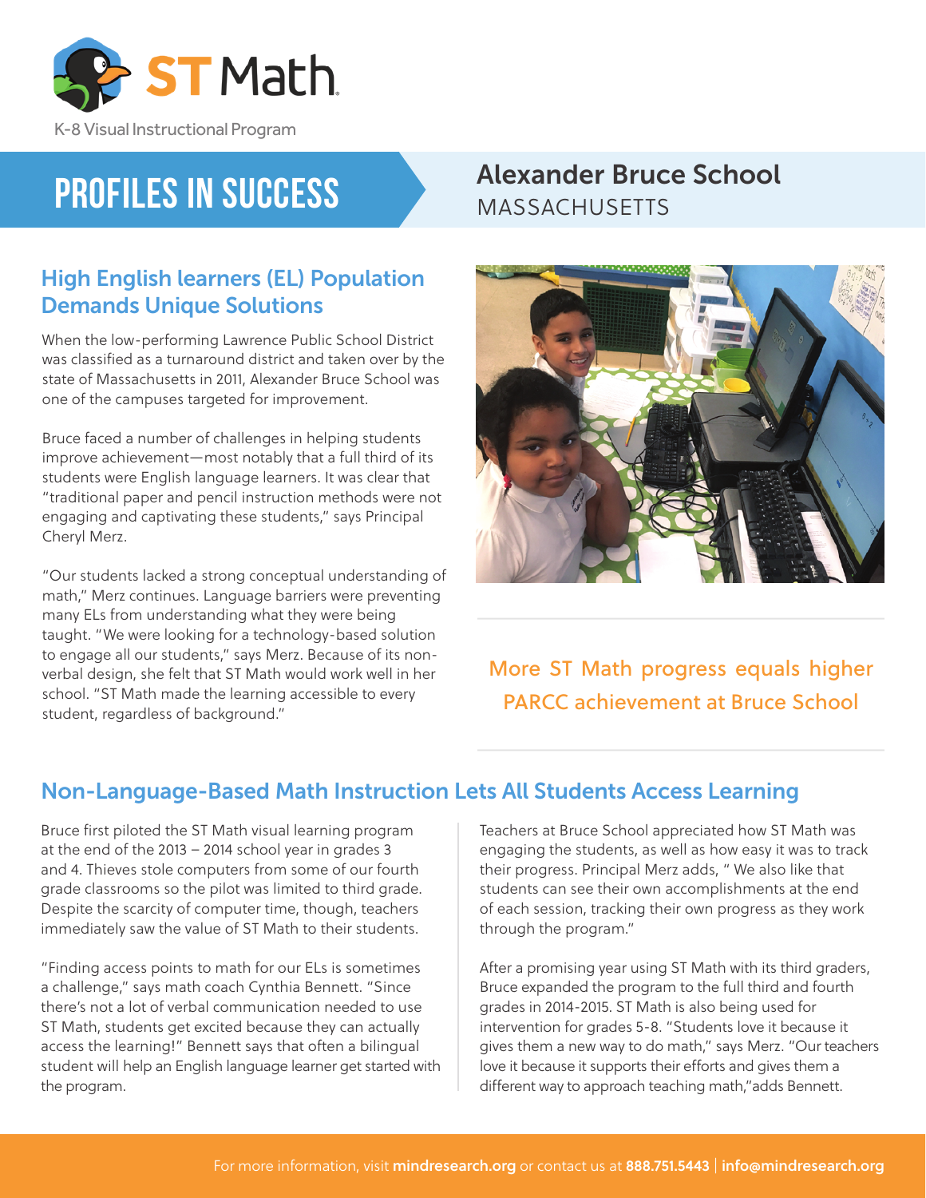# ST Math

K-8 Visual Instructional Program

## PROFILES IN SUCCESS

## Alexander Bruce School
MASSACHUSETTS

### High English learners (EL) Population Demands Unique Solutions

When the low-performing Lawrence Public School District was classified as a turnaround district and taken over by the state of Massachusetts in 2011, Alexander Bruce School was one of the campuses targeted for improvement.

Bruce faced a number of challenges in helping students improve achievement—most notably that a full third of its students were English language learners. It was clear that "traditional paper and pencil instruction methods were not engaging and captivating these students," says Principal Cheryl Merz.

"Our students lacked a strong conceptual understanding of math," Merz continues. Language barriers were preventing many ELs from understanding what they were being taught. "We were looking for a technology-based solution to engage all our students," says Merz. Because of its non-verbal design, she felt that ST Math would work well in her school. "ST Math made the learning accessible to every student, regardless of background."

More ST Math progress equals higher PARCC achievement at Bruce School

### Non-Language-Based Math Instruction Lets All Students Access Learning

Bruce first piloted the ST Math visual learning program at the end of the 2013 – 2014 school year in grades 3 and 4. Thieves stole computers from some of our fourth grade classrooms so the pilot was limited to third grade. Despite the scarcity of computer time, though, teachers immediately saw the value of ST Math to their students.

"Finding access points to math for our ELs is sometimes a challenge," says math coach Cynthia Bennett. "Since there's not a lot of verbal communication needed to use ST Math, students get excited because they can actually access the learning!" Bennett says that often a bilingual student will help an English language learner get started with the program.

Teachers at Bruce School appreciated how ST Math was engaging the students, as well as how easy it was to track their progress. Principal Merz adds, " We also like that students can see their own accomplishments at the end of each session, tracking their own progress as they work through the program."

After a promising year using ST Math with its third graders, Bruce expanded the program to the full third and fourth grades in 2014-2015. ST Math is also being used for intervention for grades 5-8. "Students love it because it gives them a new way to do math," says Merz. "Our teachers love it because it supports their efforts and gives them a different way to approach teaching math,"adds Bennett.

For more information, visit **mindresearch.org** or contact us at **888.751.5443** | **info@mindresearch.org**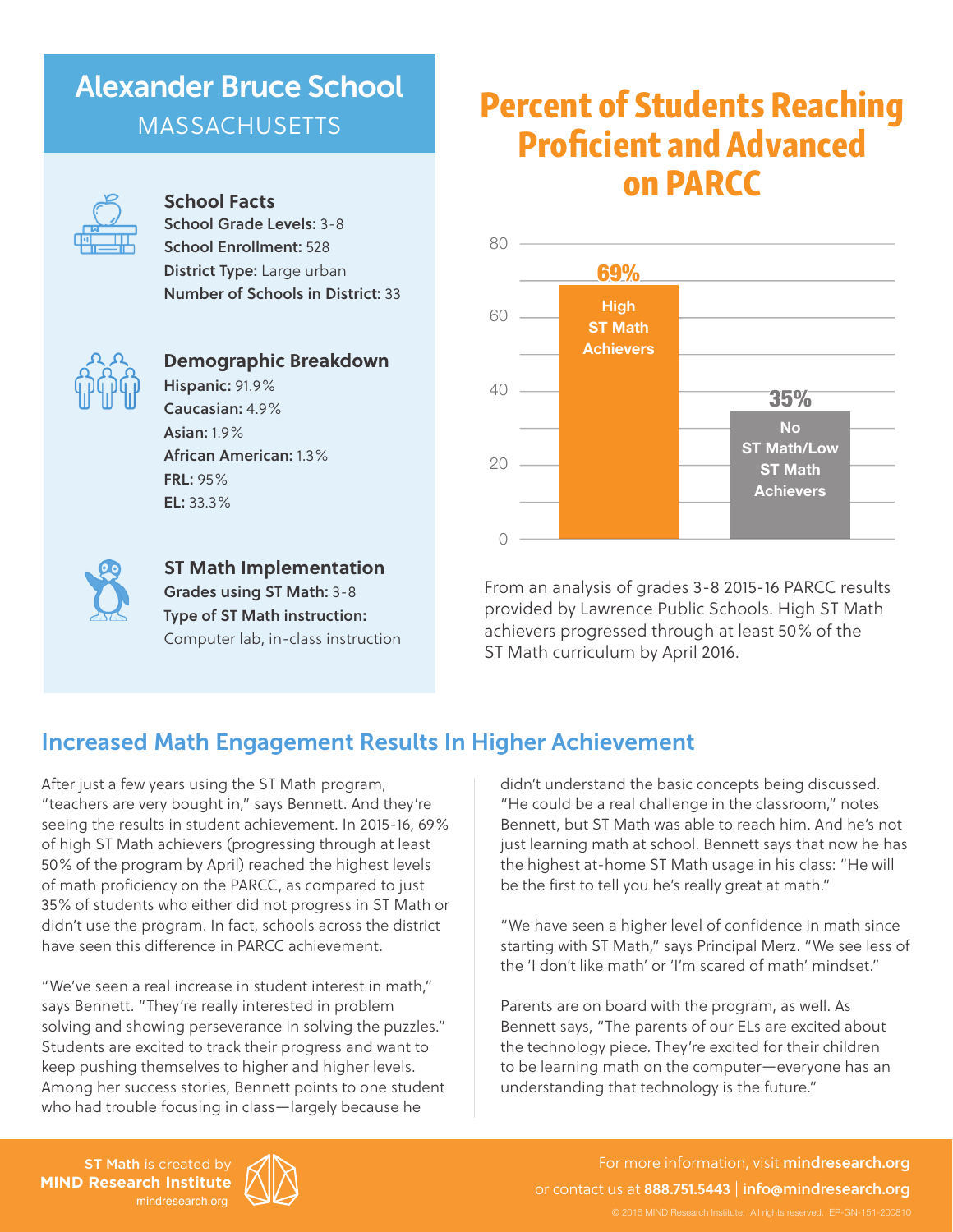# Alexander Bruce School
MASSACHUSETTS

### School Facts

**School Grade Levels:** 3-8
**School Enrollment:** 528
**District Type:** Large urban
**Number of Schools in District:** 33

### Demographic Breakdown

**Hispanic:** 91.9%
**Caucasian:** 4.9%
**Asian:** 1.9%
**African American:** 1.3%
**FRL:** 95%
**EL:** 33.3%

### ST Math Implementation

**Grades using ST Math:** 3-8
**Type of ST Math instruction:** Computer lab, in-class instruction

## Percent of Students Reaching Proficient and Advanced on PARCC

80
60
40
20
0

69%
High ST Math Achievers

35%
No ST Math/Low ST Math Achievers

From an analysis of grades 3-8 2015-16 PARCC results provided by Lawrence Public Schools. High ST Math achievers progressed through at least 50% of the ST Math curriculum by April 2016.

## Increased Math Engagement Results In Higher Achievement

After just a few years using the ST Math program, "teachers are very bought in," says Bennett. And they're seeing the results in student achievement. In 2015-16, 69% of high ST Math achievers (progressing through at least 50% of the program by April) reached the highest levels of math proficiency on the PARCC, as compared to just 35% of students who either did not progress in ST Math or didn't use the program. In fact, schools across the district have seen this difference in PARCC achievement.

"We've seen a real increase in student interest in math," says Bennett. "They're really interested in problem solving and showing perseverance in solving the puzzles." Students are excited to track their progress and want to keep pushing themselves to higher and higher levels. Among her success stories, Bennett points to one student who had trouble focusing in class—largely because he didn't understand the basic concepts being discussed. "He could be a real challenge in the classroom," notes Bennett, but ST Math was able to reach him. And he's not just learning math at school. Bennett says that now he has the highest at-home ST Math usage in his class: "He will be the first to tell you he's really great at math."

"We have seen a higher level of confidence in math since starting with ST Math," says Principal Merz. "We see less of the 'I don't like math' or 'I'm scared of math' mindset."

Parents are on board with the program, as well. As Bennett says, "The parents of our ELs are excited about the technology piece. They're excited for their children to be learning math on the computer—everyone has an understanding that technology is the future."

**ST Math** is created by **MIND Research Institute**
mindresearch.org

For more information, visit **mindresearch.org**
or contact us at **888.751.5443** | **info@mindresearch.org**

© 2016 MIND Research Institute. All rights reserved. EP-GN-151-200810